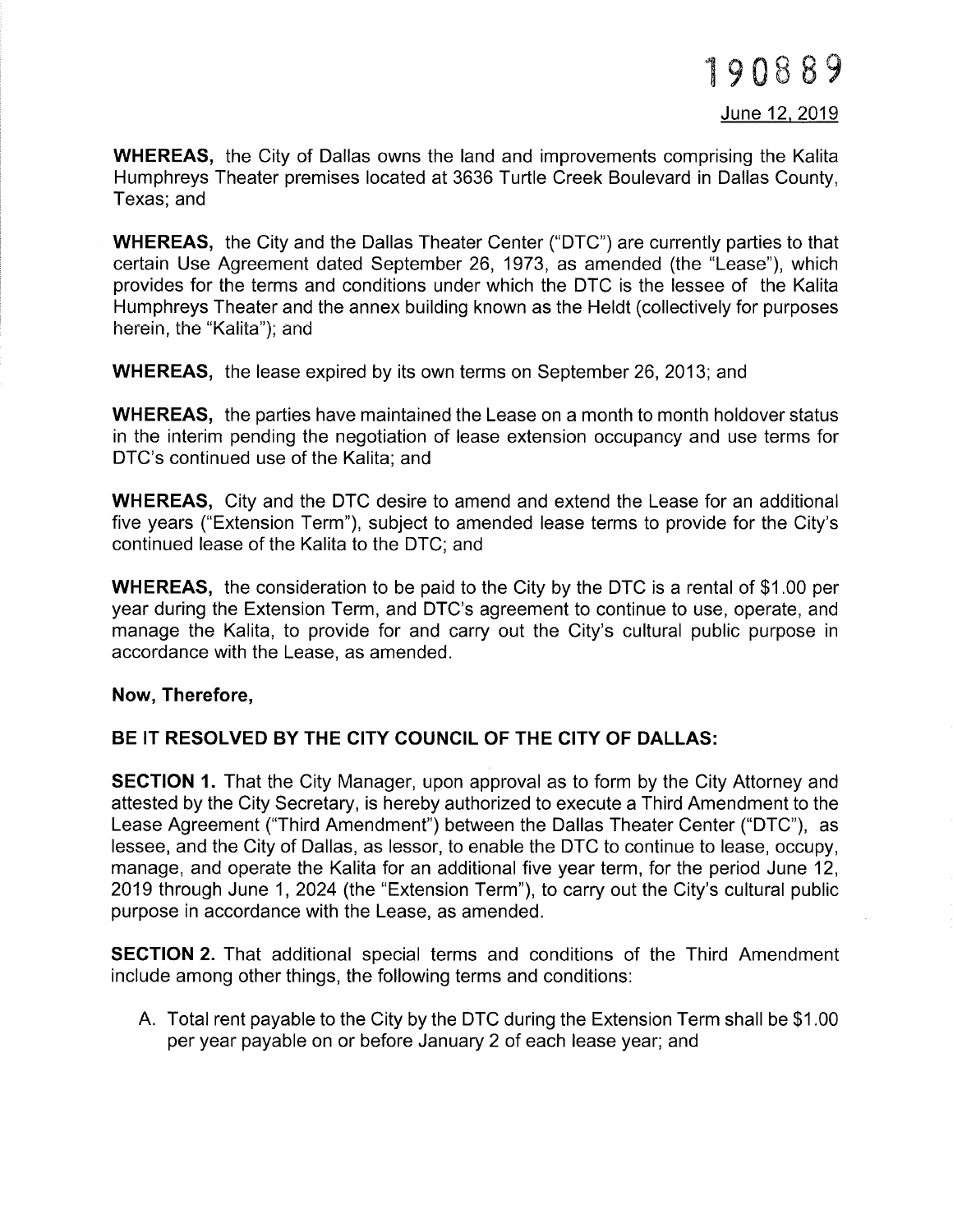190889

June 12, 2019

**WHEREAS,** the City of Dallas owns the land and improvements comprising the Kalita Humphreys Theater premises located at 3636 Turtle Creek Boulevard in Dallas County, Texas; and

**WHEREAS,** the City and the Dallas Theater Center ("DTC") are currently parties to that certain Use Agreement dated September 26, 1973, as amended (the "Lease"), which provides for the terms and conditions under which the DTC is the lessee of the Kalita Humphreys Theater and the annex building known as the Heldt (collectively for purposes herein, the "Kalita"); and

**WHEREAS,** the lease expired by its own terms on September 26, 2013; and

**WHEREAS,** the parties have maintained the Lease on a month to month holdover status in the interim pending the negotiation of lease extension occupancy and use terms for DTC's continued use of the Kalita; and

**WHEREAS,** City and the DTC desire to amend and extend the Lease for an additional five years ("Extension Term"), subject to amended lease terms to provide for the City's continued lease of the Kalita to the DTC; and

**WHEREAS,** the consideration to be paid to the City by the DTC is a rental of $1.00 per year during the Extension Term, and DTC's agreement to continue to use, operate, and manage the Kalita, to provide for and carry out the City's cultural public purpose in accordance with the Lease, as amended.

**Now, Therefore,**

**BE IT RESOLVED BY THE CITY COUNCIL OF THE CITY OF DALLAS:**

**SECTION 1.** That the City Manager, upon approval as to form by the City Attorney and attested by the City Secretary, is hereby authorized to execute a Third Amendment to the Lease Agreement ("Third Amendment") between the Dallas Theater Center ("DTC"), as lessee, and the City of Dallas, as lessor, to enable the DTC to continue to lease, occupy, manage, and operate the Kalita for an additional five year term, for the period June 12, 2019 through June 1, 2024 (the "Extension Term"), to carry out the City's cultural public purpose in accordance with the Lease, as amended.

**SECTION 2.** That additional special terms and conditions of the Third Amendment include among other things, the following terms and conditions:

A. Total rent payable to the City by the DTC during the Extension Term shall be $1.00 per year payable on or before January 2 of each lease year; and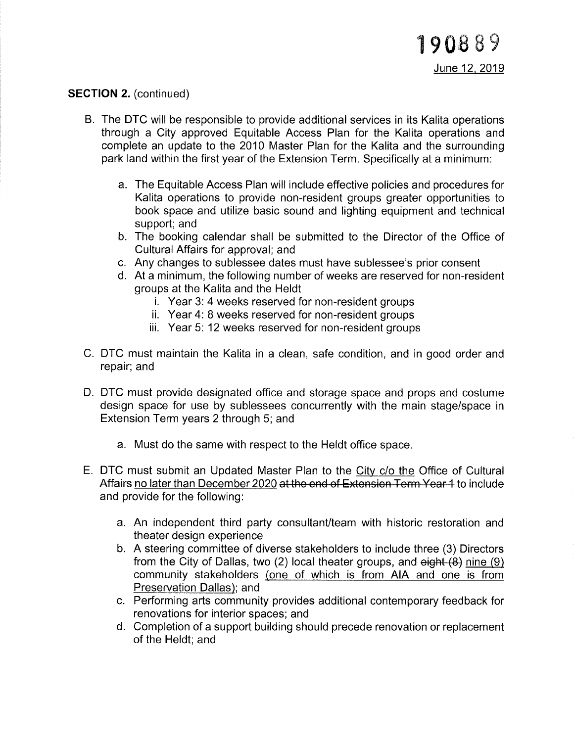190889

June 12, 2019

**SECTION 2.** (continued)

B. The DTC will be responsible to provide additional services in its Kalita operations through a City approved Equitable Access Plan for the Kalita operations and complete an update to the 2010 Master Plan for the Kalita and the surrounding park land within the first year of the Extension Term. Specifically at a minimum:

   a. The Equitable Access Plan will include effective policies and procedures for Kalita operations to provide non-resident groups greater opportunities to book space and utilize basic sound and lighting equipment and technical support; and
   b. The booking calendar shall be submitted to the Director of the Office of Cultural Affairs for approval; and
   c. Any changes to sublessee dates must have sublessee's prior consent
   d. At a minimum, the following number of weeks are reserved for non-resident groups at the Kalita and the Heldt
      i. Year 3: 4 weeks reserved for non-resident groups
      ii. Year 4: 8 weeks reserved for non-resident groups
      iii. Year 5: 12 weeks reserved for non-resident groups

C. DTC must maintain the Kalita in a clean, safe condition, and in good order and repair; and

D. DTC must provide designated office and storage space and props and costume design space for use by sublessees concurrently with the main stage/space in Extension Term years 2 through 5; and

   a. Must do the same with respect to the Heldt office space.

E. DTC must submit an Updated Master Plan to the <u>City c/o the</u> Office of Cultural Affairs <u>no later than December 2020</u> ~~at the end of Extension Term Year 1~~ to include and provide for the following:

   a. An independent third party consultant/team with historic restoration and theater design experience
   b. A steering committee of diverse stakeholders to include three (3) Directors from the City of Dallas, two (2) local theater groups, and ~~eight (8)~~ <u>nine (9)</u> community stakeholders <u>(one of which is from AIA and one is from Preservation Dallas)</u>; and
   c. Performing arts community provides additional contemporary feedback for renovations for interior spaces; and
   d. Completion of a support building should precede renovation or replacement of the Heldt; and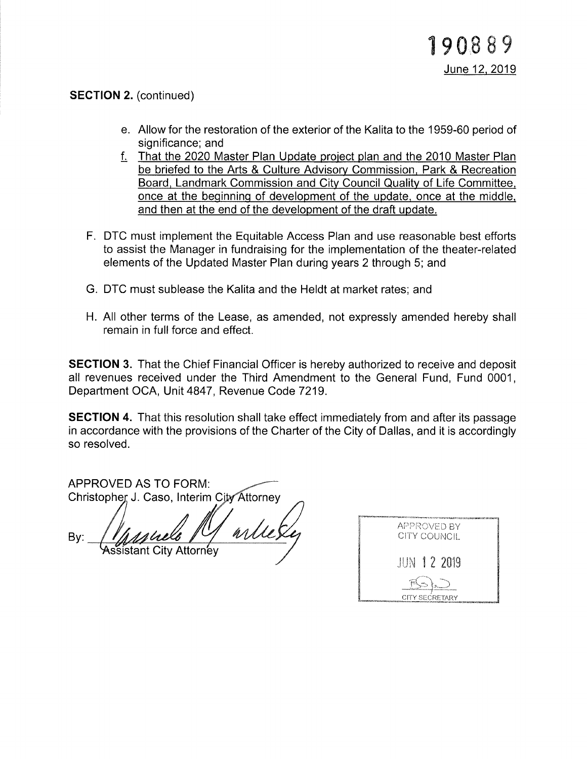190889
June 12, 2019

**SECTION 2.** (continued)

e. Allow for the restoration of the exterior of the Kalita to the 1959-60 period of significance; and

f. That the 2020 Master Plan Update project plan and the 2010 Master Plan be briefed to the Arts & Culture Advisory Commission, Park & Recreation Board, Landmark Commission and City Council Quality of Life Committee, once at the beginning of development of the update, once at the middle, and then at the end of the development of the draft update.

F. DTC must implement the Equitable Access Plan and use reasonable best efforts to assist the Manager in fundraising for the implementation of the theater-related elements of the Updated Master Plan during years 2 through 5; and

G. DTC must sublease the Kalita and the Heldt at market rates; and

H. All other terms of the Lease, as amended, not expressly amended hereby shall remain in full force and effect.

**SECTION 3.** That the Chief Financial Officer is hereby authorized to receive and deposit all revenues received under the Third Amendment to the General Fund, Fund 0001, Department OCA, Unit 4847, Revenue Code 7219.

**SECTION 4.** That this resolution shall take effect immediately from and after its passage in accordance with the provisions of the Charter of the City of Dallas, and it is accordingly so resolved.

APPROVED AS TO FORM:
Christopher J. Caso, Interim City Attorney

By: ______________________
Assistant City Attorney

APPROVED BY
CITY COUNCIL
JUN 12 2019
CITY SECRETARY